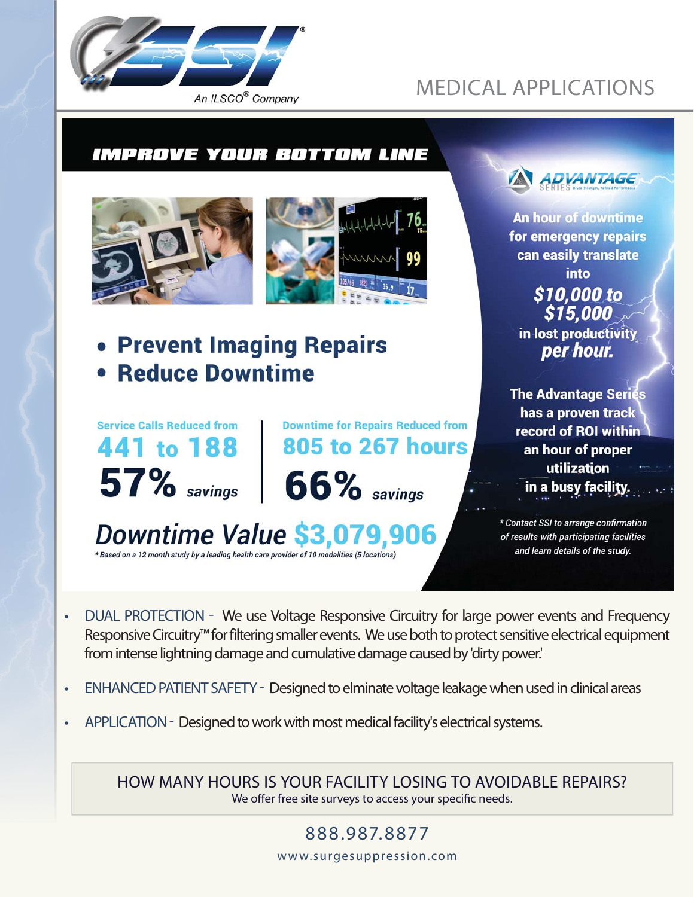SSI®

An ILSCO® Company

# MEDICAL APPLICATIONS

## IMPROVE YOUR BOTTOM LINE

- **Prevent Imaging Repairs**
- **Reduce Downtime**

**Service Calls Reduced from**
**441 to 188**
**57%** *savings*

**Downtime for Repairs Reduced from**
**805 to 267 hours**
**66%** *savings*

***Downtime Value $3,079,906***

*\* Based on a 12 month study by a leading health care provider of 10 modalities (5 locations)*

ADVANTAGE SERIES Brute Strength, Refined Performance

**An hour of downtime for emergency repairs can easily translate into *$10,000 to $15,000* in lost productivity *per hour.***

**The Advantage Series has a proven track record of ROI within an hour of proper utilization in a busy facility.**

*\* Contact SSI to arrange confirmation of results with participating facilities and learn details of the study.*

- DUAL PROTECTION - We use Voltage Responsive Circuitry for large power events and Frequency Responsive Circuitry™ for filtering smaller events. We use both to protect sensitive electrical equipment from intense lightning damage and cumulative damage caused by 'dirty power.'
- ENHANCED PATIENT SAFETY - Designed to elminate voltage leakage when used in clinical areas
- APPLICATION - Designed to work with most medical facility's electrical systems.

HOW MANY HOURS IS YOUR FACILITY LOSING TO AVOIDABLE REPAIRS?
We offer free site surveys to access your specific needs.

888.987.8877

www.surgesuppression.com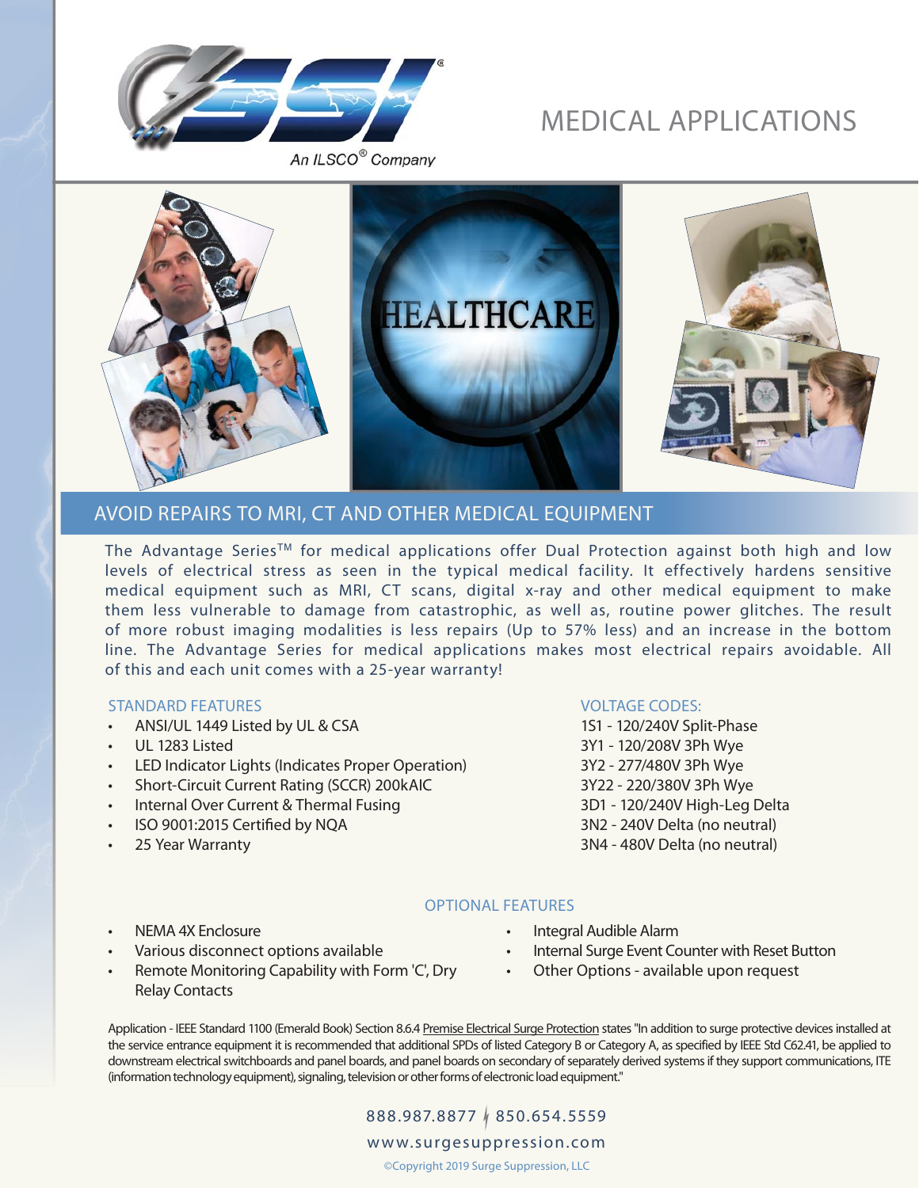An ILSCO® Company

# MEDICAL APPLICATIONS

HEALTHCARE

## AVOID REPAIRS TO MRI, CT AND OTHER MEDICAL EQUIPMENT

The Advantage Series™ for medical applications offer Dual Protection against both high and low levels of electrical stress as seen in the typical medical facility. It effectively hardens sensitive medical equipment such as MRI, CT scans, digital x-ray and other medical equipment to make them less vulnerable to damage from catastrophic, as well as, routine power glitches. The result of more robust imaging modalities is less repairs (Up to 57% less) and an increase in the bottom line. The Advantage Series for medical applications makes most electrical repairs avoidable. All of this and each unit comes with a 25-year warranty!

### STANDARD FEATURES

- ANSI/UL 1449 Listed by UL & CSA
- UL 1283 Listed
- LED Indicator Lights (Indicates Proper Operation)
- Short-Circuit Current Rating (SCCR) 200kAIC
- Internal Over Current & Thermal Fusing
- ISO 9001:2015 Certified by NQA
- 25 Year Warranty

### VOLTAGE CODES:

1S1 - 120/240V Split-Phase
3Y1 - 120/208V 3Ph Wye
3Y2 - 277/480V 3Ph Wye
3Y22 - 220/380V 3Ph Wye
3D1 - 120/240V High-Leg Delta
3N2 - 240V Delta (no neutral)
3N4 - 480V Delta (no neutral)

### OPTIONAL FEATURES

- NEMA 4X Enclosure
- Various disconnect options available
- Remote Monitoring Capability with Form 'C', Dry Relay Contacts
- Integral Audible Alarm
- Internal Surge Event Counter with Reset Button
- Other Options - available upon request

Application - IEEE Standard 1100 (Emerald Book) Section 8.6.4 Premise Electrical Surge Protection states "In addition to surge protective devices installed at the service entrance equipment it is recommended that additional SPDs of listed Category B or Category A, as specified by IEEE Std C62.41, be applied to downstream electrical switchboards and panel boards, and panel boards on secondary of separately derived systems if they support communications, ITE (information technology equipment), signaling, television or other forms of electronic load equipment."

888.987.8877 | 850.654.5559

www.surgesuppression.com

©Copyright 2019 Surge Suppression, LLC